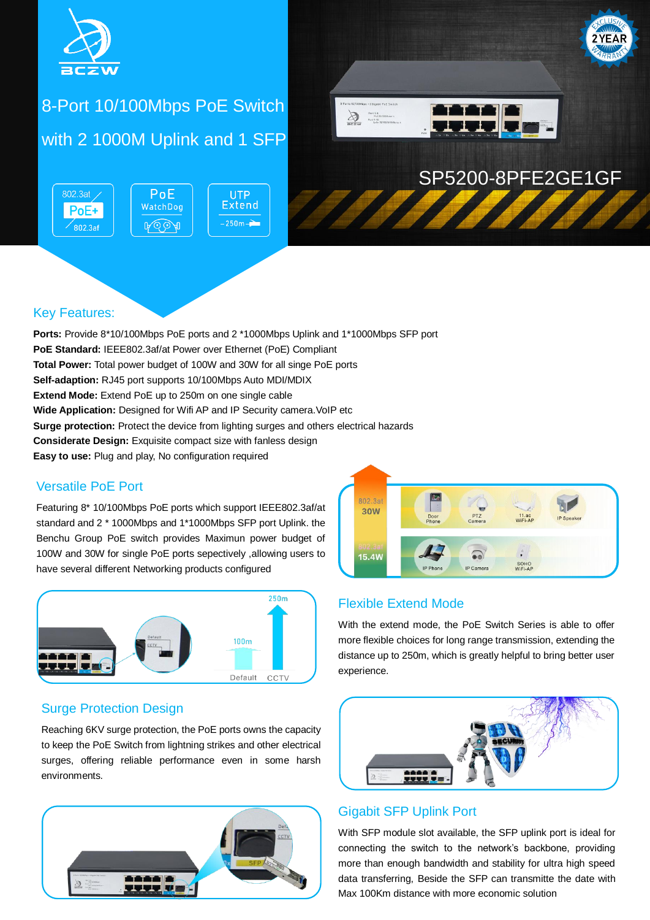# 8-Port 10/100Mbps PoE Switch with 2 1000M Uplink and 1 SFP

802.3at PoE+ 802.3af | PoE WatchDog | UTP Extend 250m

SP5200-8PFE2GE1GF

## Key Features:

**Ports:** Provide 8*10/100Mbps PoE ports and 2 *1000Mbps Uplink and 1*1000Mbps SFP port
**PoE Standard:** IEEE802.3af/at Power over Ethernet (PoE) Compliant
**Total Power:** Total power budget of 100W and 30W for all singe PoE ports
**Self-adaption:** RJ45 port supports 10/100Mbps Auto MDI/MDIX
**Extend Mode:** Extend PoE up to 250m on one single cable
**Wide Application:** Designed for Wifi AP and IP Security camera.VoIP etc
**Surge protection:** Protect the device from lighting surges and others electrical hazards
**Considerate Design:** Exquisite compact size with fanless design
**Easy to use:** Plug and play, No configuration required

## Versatile PoE Port

Featuring 8* 10/100Mbps PoE ports which support IEEE802.3af/at standard and 2 * 1000Mbps and 1*1000Mbps SFP port Uplink. the Benchu Group PoE switch provides Maximun power budget of 100W and 30W for single PoE ports sepectively ,allowing users to have several different Networking products configured

## Flexible Extend Mode

With the extend mode, the PoE Switch Series is able to offer more flexible choices for long range transmission, extending the distance up to 250m, which is greatly helpful to bring better user experience.

## Surge Protection Design

Reaching 6KV surge protection, the PoE ports owns the capacity to keep the PoE Switch from lightning strikes and other electrical surges, offering reliable performance even in some harsh environments.

## Gigabit SFP Uplink Port

With SFP module slot available, the SFP uplink port is ideal for connecting the switch to the network's backbone, providing more than enough bandwidth and stability for ultra high speed data transferring, Beside the SFP can transmitte the date with Max 100Km distance with more economic solution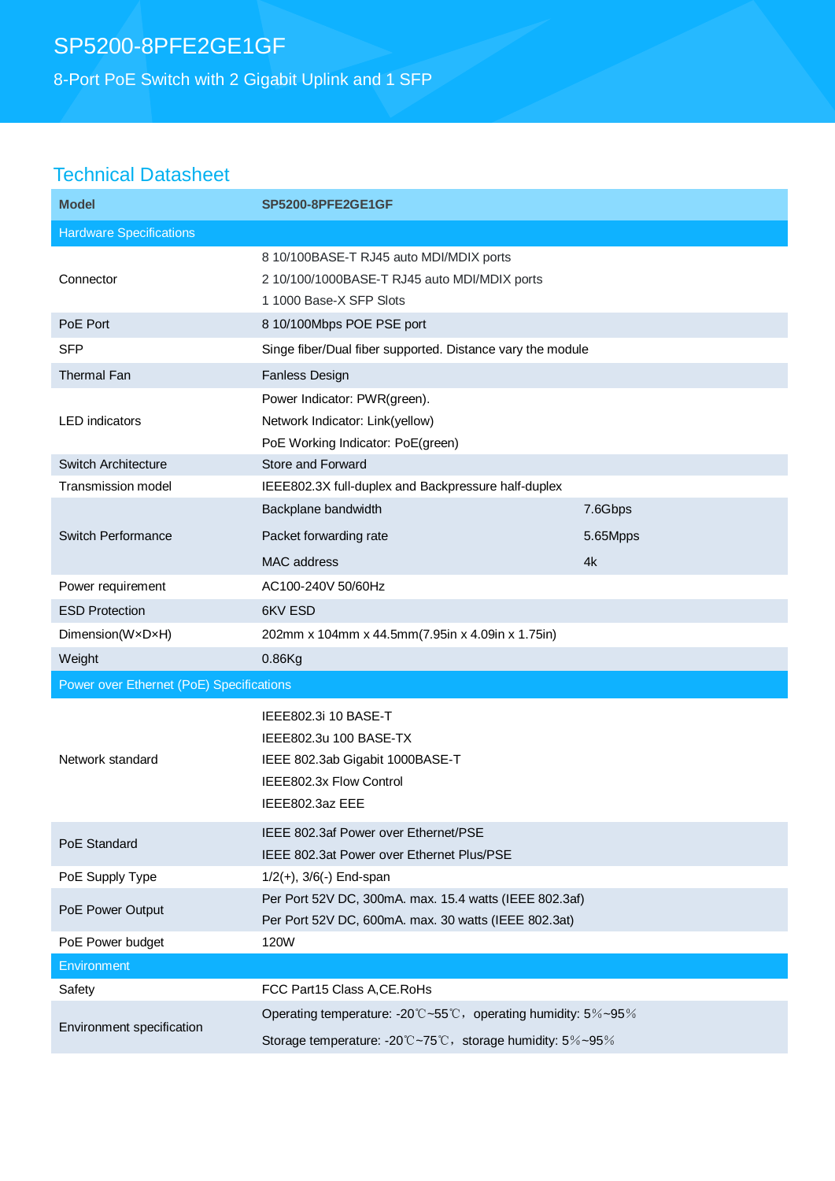# SP5200-8PFE2GE1GF

8-Port PoE Switch with 2 Gigabit Uplink and 1 SFP

## Technical Datasheet

| **Model** | **SP5200-8PFE2GE1GF** | |
|---|---|---|
| Hardware Specifications | | |
| Connector | 8 10/100BASE-T RJ45 auto MDI/MDIX ports<br>2 10/100/1000BASE-T RJ45 auto MDI/MDIX ports<br>1 1000 Base-X SFP Slots | |
| PoE Port | 8 10/100Mbps POE PSE port | |
| SFP | Singe fiber/Dual fiber supported. Distance vary the module | |
| Thermal Fan | Fanless Design | |
| LED indicators | Power Indicator: PWR(green).<br>Network Indicator: Link(yellow)<br>PoE Working Indicator: PoE(green) | |
| Switch Architecture | Store and Forward | |
| Transmission model | IEEE802.3X full-duplex and Backpressure half-duplex | |
| Switch Performance | Backplane bandwidth | 7.6Gbps |
| | Packet forwarding rate | 5.65Mpps |
| | MAC address | 4k |
| Power requirement | AC100-240V 50/60Hz | |
| ESD Protection | 6KV ESD | |
| Dimension(W×D×H) | 202mm x 104mm x 44.5mm(7.95in x 4.09in x 1.75in) | |
| Weight | 0.86Kg | |
| Power over Ethernet (PoE) Specifications | | |
| Network standard | IEEE802.3i 10 BASE-T<br>IEEE802.3u 100 BASE-TX<br>IEEE 802.3ab Gigabit 1000BASE-T<br>IEEE802.3x Flow Control<br>IEEE802.3az EEE | |
| PoE Standard | IEEE 802.3af Power over Ethernet/PSE<br>IEEE 802.3at Power over Ethernet Plus/PSE | |
| PoE Supply Type | 1/2(+), 3/6(-) End-span | |
| PoE Power Output | Per Port 52V DC, 300mA. max. 15.4 watts (IEEE 802.3af)<br>Per Port 52V DC, 600mA. max. 30 watts (IEEE 802.3at) | |
| PoE Power budget | 120W | |
| Environment | | |
| Safety | FCC Part15 Class A,CE.RoHs | |
| Environment specification | Operating temperature: -20℃~55℃，operating humidity: 5%~95%<br>Storage temperature: -20℃~75℃，storage humidity: 5%~95% | |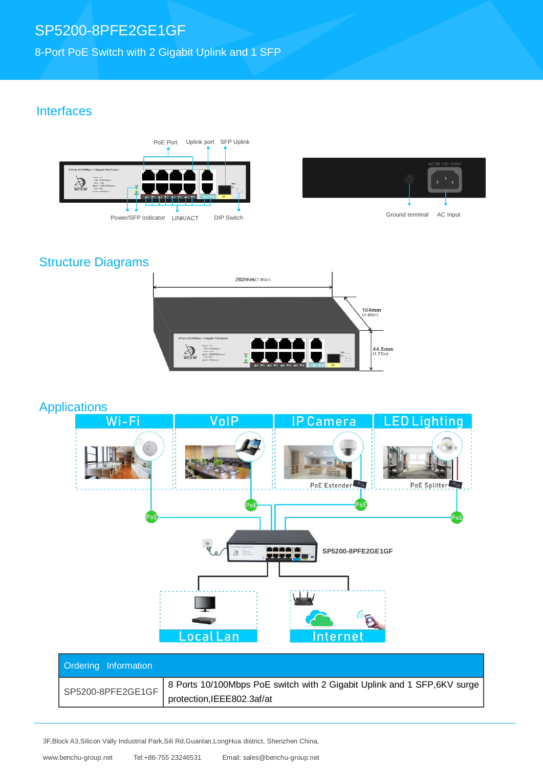# SP5200-8PFE2GE1GF

8-Port PoE Switch with 2 Gigabit Uplink and 1 SFP

## Interfaces

PoE Port

Uplink port

SFP Uplink

Power/SFP Indicator

LINK/ACT

DIP Switch

Ground terminal

AC Input

## Structure Diagrams

202mm(7.95in)

104mm (4.09in)

44.5mm (1.75in)

## Applications

Wi-Fi

VoIP

IP Camera

LED Lighting

PoE Extender

PoE Splitter

PoE

SP5200-8PFE2GE1GF

Local Lan

Internet

| Ordering Information | |
|---|---|
| SP5200-8PFE2GE1GF | 8 Ports 10/100Mbps PoE switch with 2 Gigabit Uplink and 1 SFP,6KV surge protection,IEEE802.3af/at |

3F,Block A3,Silicon Vally Industrial Park,Sili Rd,Guanlan,LongHua district, Shenzhen China,

www.benchu-group.net Tel:+86-755 23246531 Email: sales@benchu-group.net